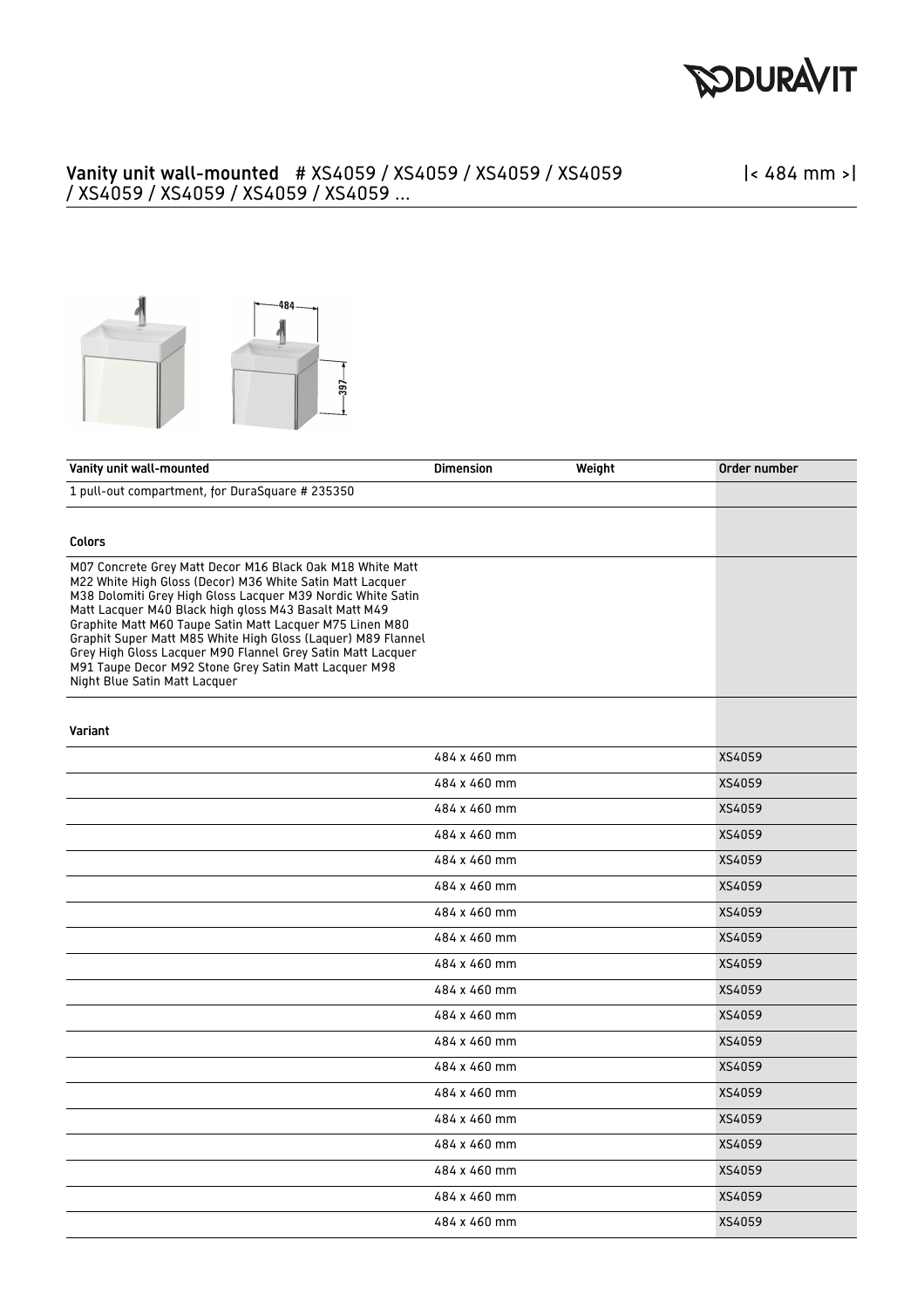# Vanity unit wall-mounted # XS4059 / XS4059 / XS4059 / XS4059 / XS4059 / XS4059 / XS4059 / XS4059 ...

|< 484 mm >|

484

397

| Vanity unit wall-mounted | Dimension | Weight | Order number |
|---|---|---|---|
| 1 pull-out compartment, for DuraSquare # 235350 | | | |
| **Colors** | | | |
| M07 Concrete Grey Matt Decor M16 Black Oak M18 White Matt M22 White High Gloss (Decor) M36 White Satin Matt Lacquer M38 Dolomiti Grey High Gloss Lacquer M39 Nordic White Satin Matt Lacquer M40 Black high gloss M43 Basalt Matt M49 Graphite Matt M60 Taupe Satin Matt Lacquer M75 Linen M80 Graphit Super Matt M85 White High Gloss (Laquer) M89 Flannel Grey High Gloss Lacquer M90 Flannel Grey Satin Matt Lacquer M91 Taupe Decor M92 Stone Grey Satin Matt Lacquer M98 Night Blue Satin Matt Lacquer | | | |
| **Variant** | | | |
| | 484 x 460 mm | | XS4059 |
| | 484 x 460 mm | | XS4059 |
| | 484 x 460 mm | | XS4059 |
| | 484 x 460 mm | | XS4059 |
| | 484 x 460 mm | | XS4059 |
| | 484 x 460 mm | | XS4059 |
| | 484 x 460 mm | | XS4059 |
| | 484 x 460 mm | | XS4059 |
| | 484 x 460 mm | | XS4059 |
| | 484 x 460 mm | | XS4059 |
| | 484 x 460 mm | | XS4059 |
| | 484 x 460 mm | | XS4059 |
| | 484 x 460 mm | | XS4059 |
| | 484 x 460 mm | | XS4059 |
| | 484 x 460 mm | | XS4059 |
| | 484 x 460 mm | | XS4059 |
| | 484 x 460 mm | | XS4059 |
| | 484 x 460 mm | | XS4059 |
| | 484 x 460 mm | | XS4059 |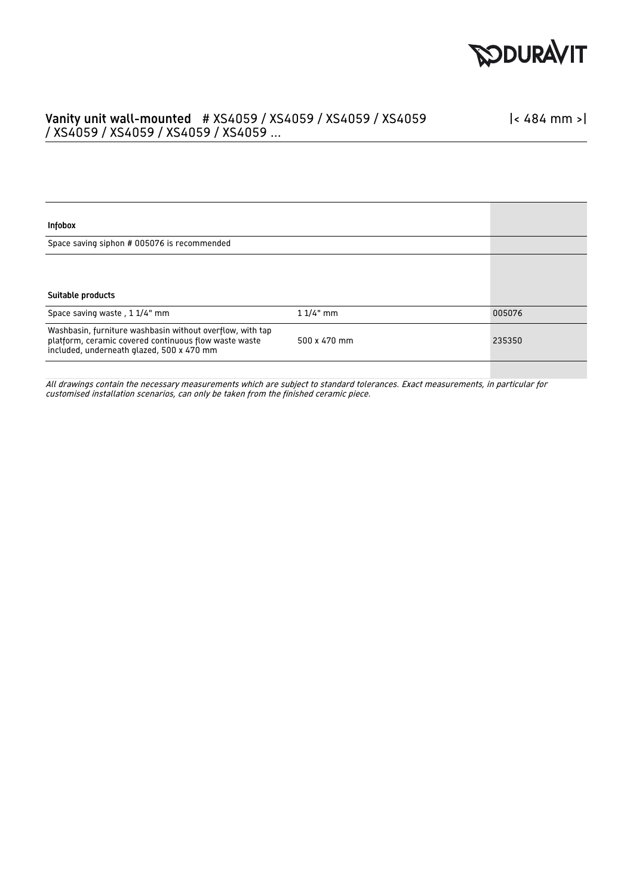## Vanity unit wall-mounted # XS4059 / XS4059 / XS4059 / XS4059 / XS4059 / XS4059 / XS4059 / XS4059 ...

|< 484 mm >|

| | | |
|---|---|---|
| **Infobox** | | |
| Space saving siphon # 005076 is recommended | | |
| **Suitable products** | | |
| Space saving waste , 1 1/4" mm | 1 1/4" mm | 005076 |
| Washbasin, furniture washbasin without overflow, with tap platform, ceramic covered continuous flow waste waste included, underneath glazed, 500 x 470 mm | 500 x 470 mm | 235350 |

*All drawings contain the necessary measurements which are subject to standard tolerances. Exact measurements, in particular for customised installation scenarios, can only be taken from the finished ceramic piece.*